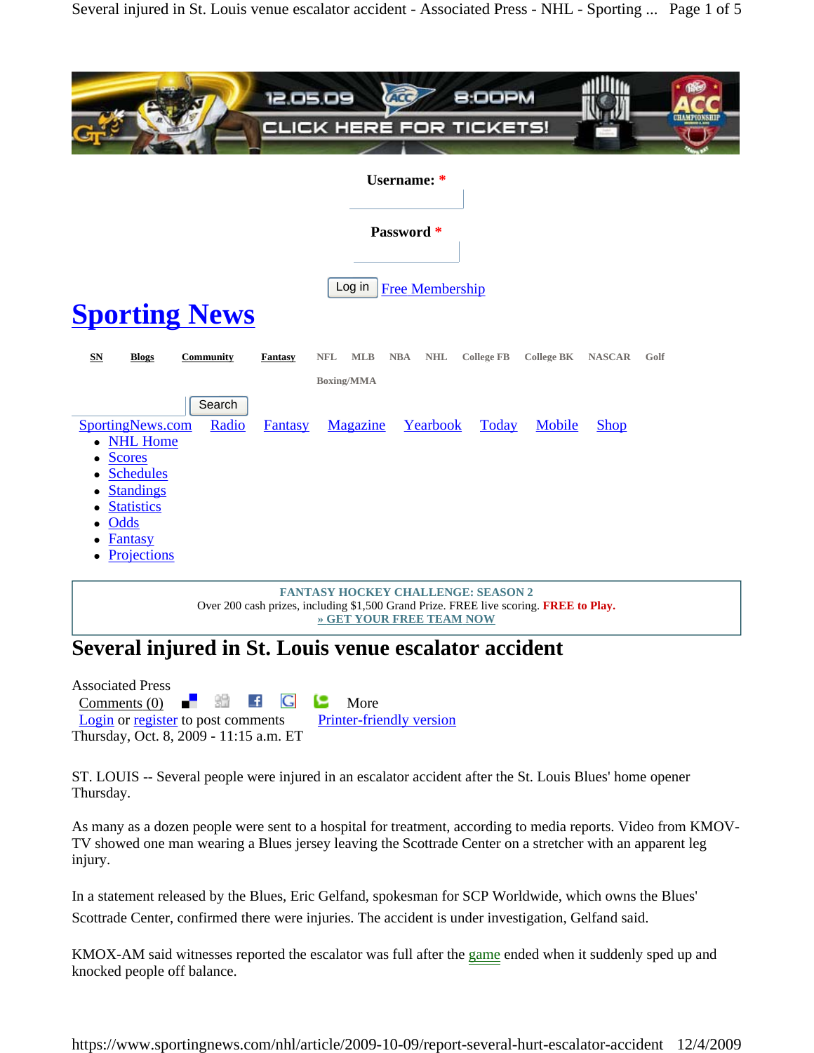Username: *

Password *

Log in Free Membership

# Sporting News

SN Blogs Community Fantasy NFL MLB NBA NHL College FB College BK NASCAR Golf Boxing/MMA

Search

SportingNews.com Radio Fantasy Magazine Yearbook Today Mobile Shop

- NHL Home
- Scores
- Schedules
- Standings
- Statistics
- Odds
- Fantasy
- Projections

**FANTASY HOCKEY CHALLENGE: SEASON 2**
Over 200 cash prizes, including $1,500 Grand Prize. FREE live scoring. **FREE to Play.**
**» GET YOUR FREE TEAM NOW**

# Several injured in St. Louis venue escalator accident

Associated Press
Comments (0) More
Login or register to post comments Printer-friendly version
Thursday, Oct. 8, 2009 - 11:15 a.m. ET

ST. LOUIS -- Several people were injured in an escalator accident after the St. Louis Blues' home opener Thursday.

As many as a dozen people were sent to a hospital for treatment, according to media reports. Video from KMOV-TV showed one man wearing a Blues jersey leaving the Scottrade Center on a stretcher with an apparent leg injury.

In a statement released by the Blues, Eric Gelfand, spokesman for SCP Worldwide, which owns the Blues' Scottrade Center, confirmed there were injuries. The accident is under investigation, Gelfand said.

KMOX-AM said witnesses reported the escalator was full after the game ended when it suddenly sped up and knocked people off balance.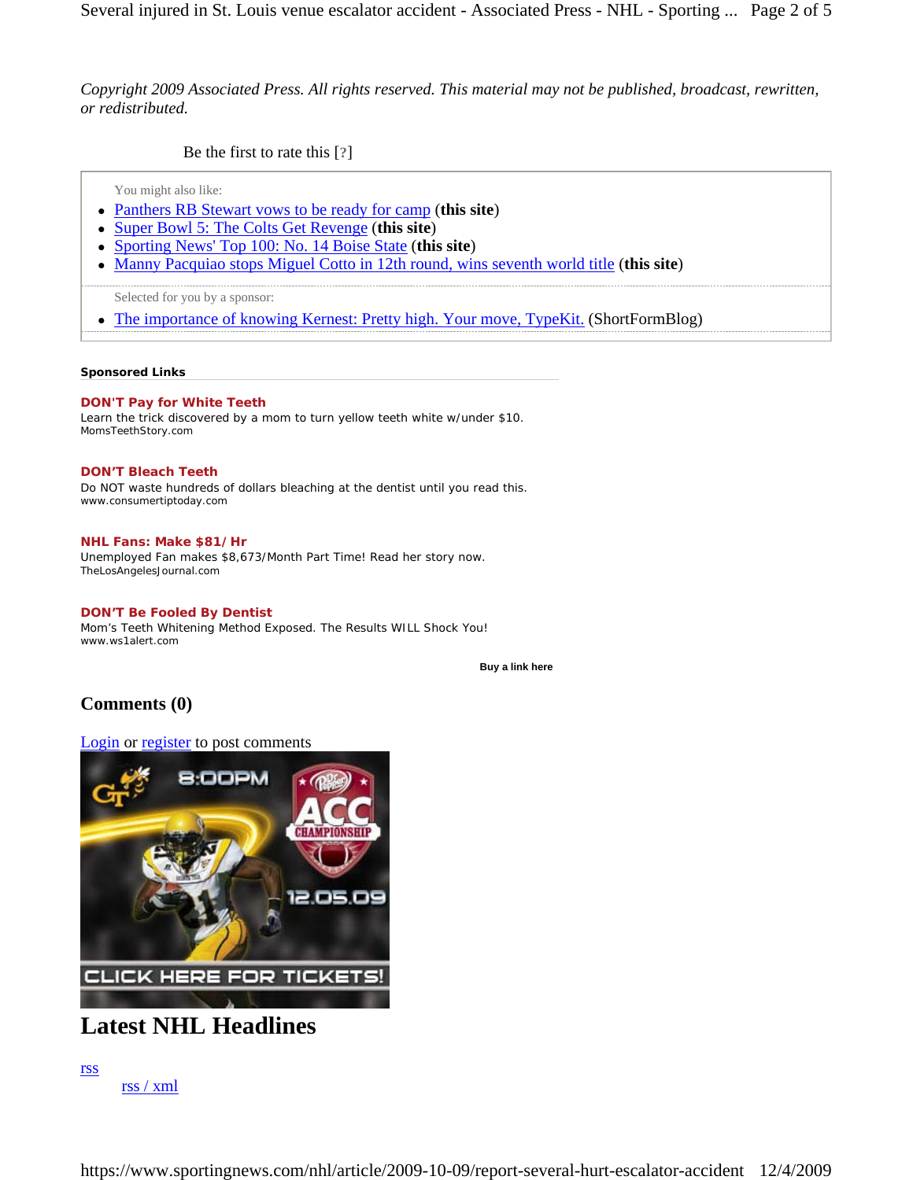*Copyright 2009 Associated Press. All rights reserved. This material may not be published, broadcast, rewritten, or redistributed.*

Be the first to rate this [?]

You might also like:

- Panthers RB Stewart vows to be ready for camp (**this site**)
- Super Bowl 5: The Colts Get Revenge (**this site**)
- Sporting News' Top 100: No. 14 Boise State (**this site**)
- Manny Pacquiao stops Miguel Cotto in 12th round, wins seventh world title (**this site**)

Selected for you by a sponsor:

- The importance of knowing Kernest: Pretty high. Your move, TypeKit. (ShortFormBlog)

**Sponsored Links**

**DON'T Pay for White Teeth**
Learn the trick discovered by a mom to turn yellow teeth white w/under $10.
MomsTeethStory.com

**DON'T Bleach Teeth**
Do NOT waste hundreds of dollars bleaching at the dentist until you read this.
www.consumertiptoday.com

**NHL Fans: Make $81/Hr**
Unemployed Fan makes $8,673/Month Part Time! Read her story now.
TheLosAngelesJournal.com

**DON'T Be Fooled By Dentist**
Mom's Teeth Whitening Method Exposed. The Results WILL Shock You!
www.ws1alert.com

Buy a link here

## Comments (0)

Login or register to post comments

# Latest NHL Headlines

rss

rss / xml